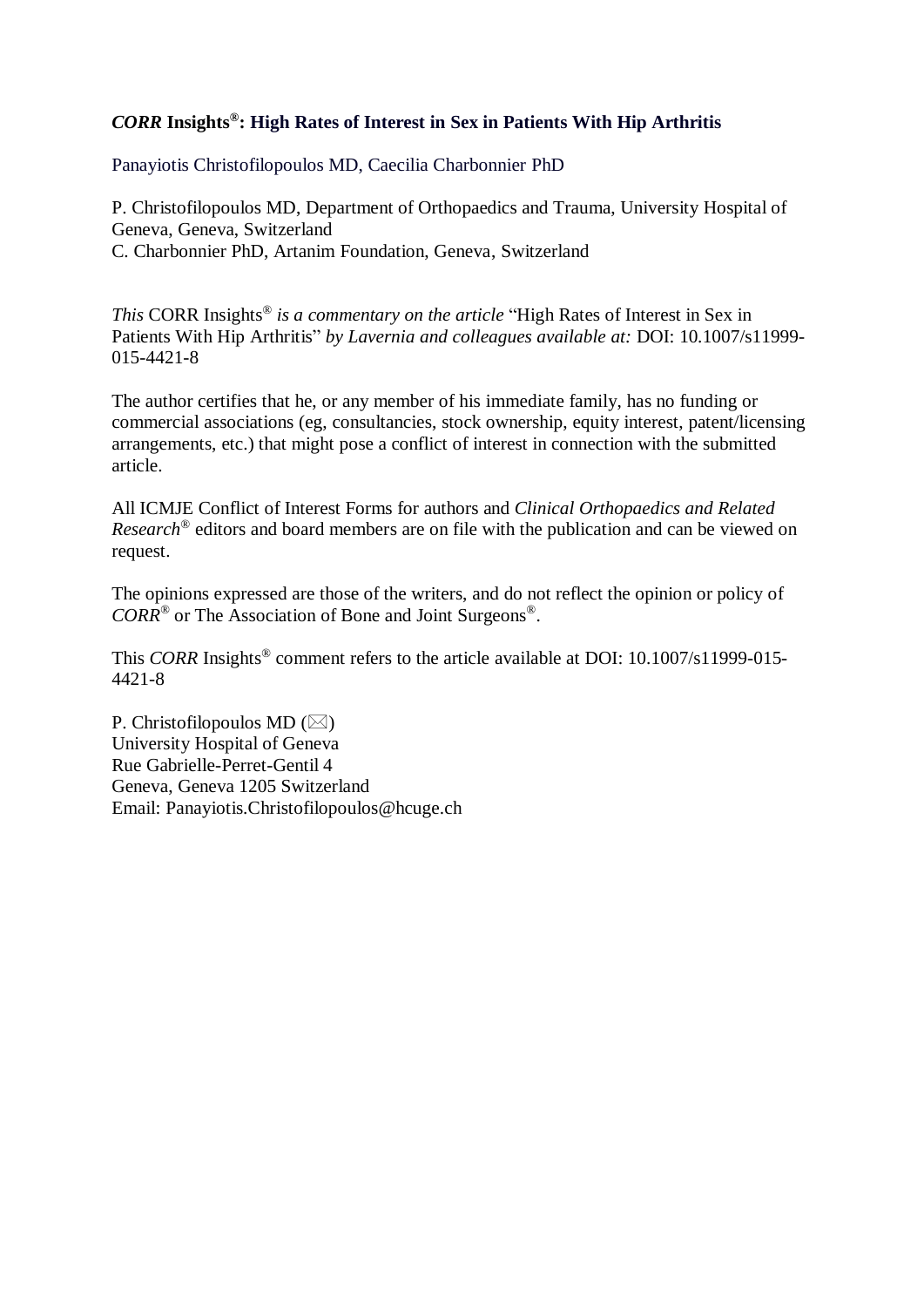# *CORR* Insights®: High Rates of Interest in Sex in Patients With Hip Arthritis

Panayiotis Christofilopoulos MD, Caecilia Charbonnier PhD

P. Christofilopoulos MD, Department of Orthopaedics and Trauma, University Hospital of Geneva, Geneva, Switzerland
C. Charbonnier PhD, Artanim Foundation, Geneva, Switzerland

*This* CORR Insights® *is a commentary on the article* "High Rates of Interest in Sex in Patients With Hip Arthritis" *by Lavernia and colleagues available at:* DOI: 10.1007/s11999-015-4421-8

The author certifies that he, or any member of his immediate family, has no funding or commercial associations (eg, consultancies, stock ownership, equity interest, patent/licensing arrangements, etc.) that might pose a conflict of interest in connection with the submitted article.

All ICMJE Conflict of Interest Forms for authors and *Clinical Orthopaedics and Related Research*® editors and board members are on file with the publication and can be viewed on request.

The opinions expressed are those of the writers, and do not reflect the opinion or policy of *CORR*® or The Association of Bone and Joint Surgeons®.

This *CORR* Insights® comment refers to the article available at DOI: 10.1007/s11999-015-4421-8

P. Christofilopoulos MD (✉)
University Hospital of Geneva
Rue Gabrielle-Perret-Gentil 4
Geneva, Geneva 1205 Switzerland
Email: Panayiotis.Christofilopoulos@hcuge.ch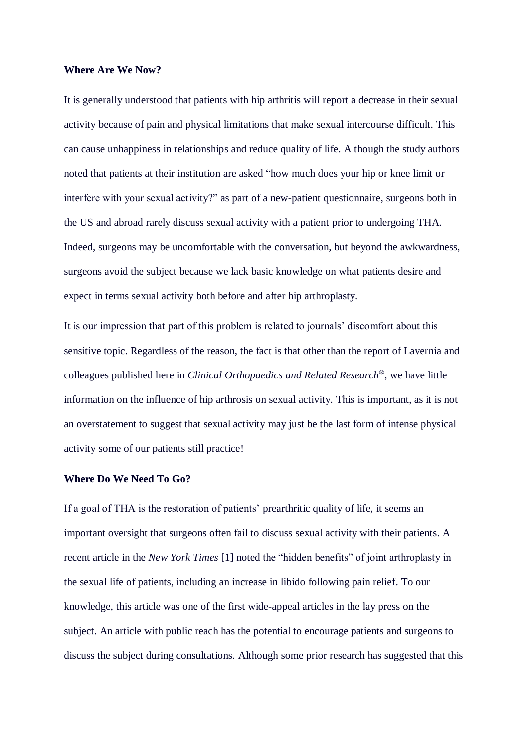**Where Are We Now?**

It is generally understood that patients with hip arthritis will report a decrease in their sexual activity because of pain and physical limitations that make sexual intercourse difficult. This can cause unhappiness in relationships and reduce quality of life. Although the study authors noted that patients at their institution are asked "how much does your hip or knee limit or interfere with your sexual activity?" as part of a new-patient questionnaire, surgeons both in the US and abroad rarely discuss sexual activity with a patient prior to undergoing THA. Indeed, surgeons may be uncomfortable with the conversation, but beyond the awkwardness, surgeons avoid the subject because we lack basic knowledge on what patients desire and expect in terms sexual activity both before and after hip arthroplasty.

It is our impression that part of this problem is related to journals' discomfort about this sensitive topic. Regardless of the reason, the fact is that other than the report of Lavernia and colleagues published here in *Clinical Orthopaedics and Related Research*®, we have little information on the influence of hip arthrosis on sexual activity. This is important, as it is not an overstatement to suggest that sexual activity may just be the last form of intense physical activity some of our patients still practice!

**Where Do We Need To Go?**

If a goal of THA is the restoration of patients' prearthritic quality of life, it seems an important oversight that surgeons often fail to discuss sexual activity with their patients. A recent article in the *New York Times* [1] noted the "hidden benefits" of joint arthroplasty in the sexual life of patients, including an increase in libido following pain relief. To our knowledge, this article was one of the first wide-appeal articles in the lay press on the subject. An article with public reach has the potential to encourage patients and surgeons to discuss the subject during consultations. Although some prior research has suggested that this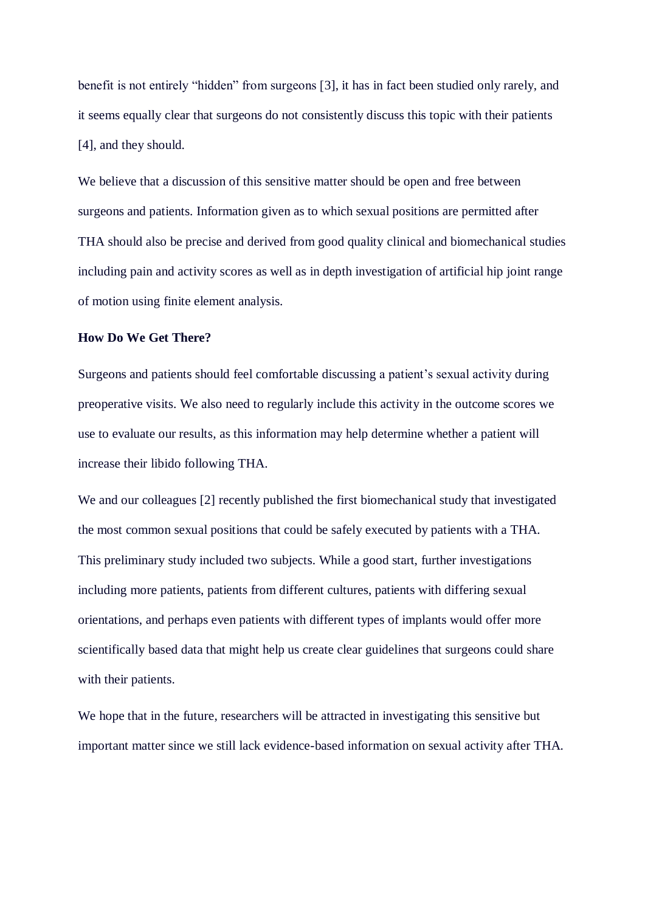benefit is not entirely "hidden" from surgeons [3], it has in fact been studied only rarely, and it seems equally clear that surgeons do not consistently discuss this topic with their patients [4], and they should.

We believe that a discussion of this sensitive matter should be open and free between surgeons and patients. Information given as to which sexual positions are permitted after THA should also be precise and derived from good quality clinical and biomechanical studies including pain and activity scores as well as in depth investigation of artificial hip joint range of motion using finite element analysis.

**How Do We Get There?**

Surgeons and patients should feel comfortable discussing a patient's sexual activity during preoperative visits. We also need to regularly include this activity in the outcome scores we use to evaluate our results, as this information may help determine whether a patient will increase their libido following THA.

We and our colleagues [2] recently published the first biomechanical study that investigated the most common sexual positions that could be safely executed by patients with a THA. This preliminary study included two subjects. While a good start, further investigations including more patients, patients from different cultures, patients with differing sexual orientations, and perhaps even patients with different types of implants would offer more scientifically based data that might help us create clear guidelines that surgeons could share with their patients.

We hope that in the future, researchers will be attracted in investigating this sensitive but important matter since we still lack evidence-based information on sexual activity after THA.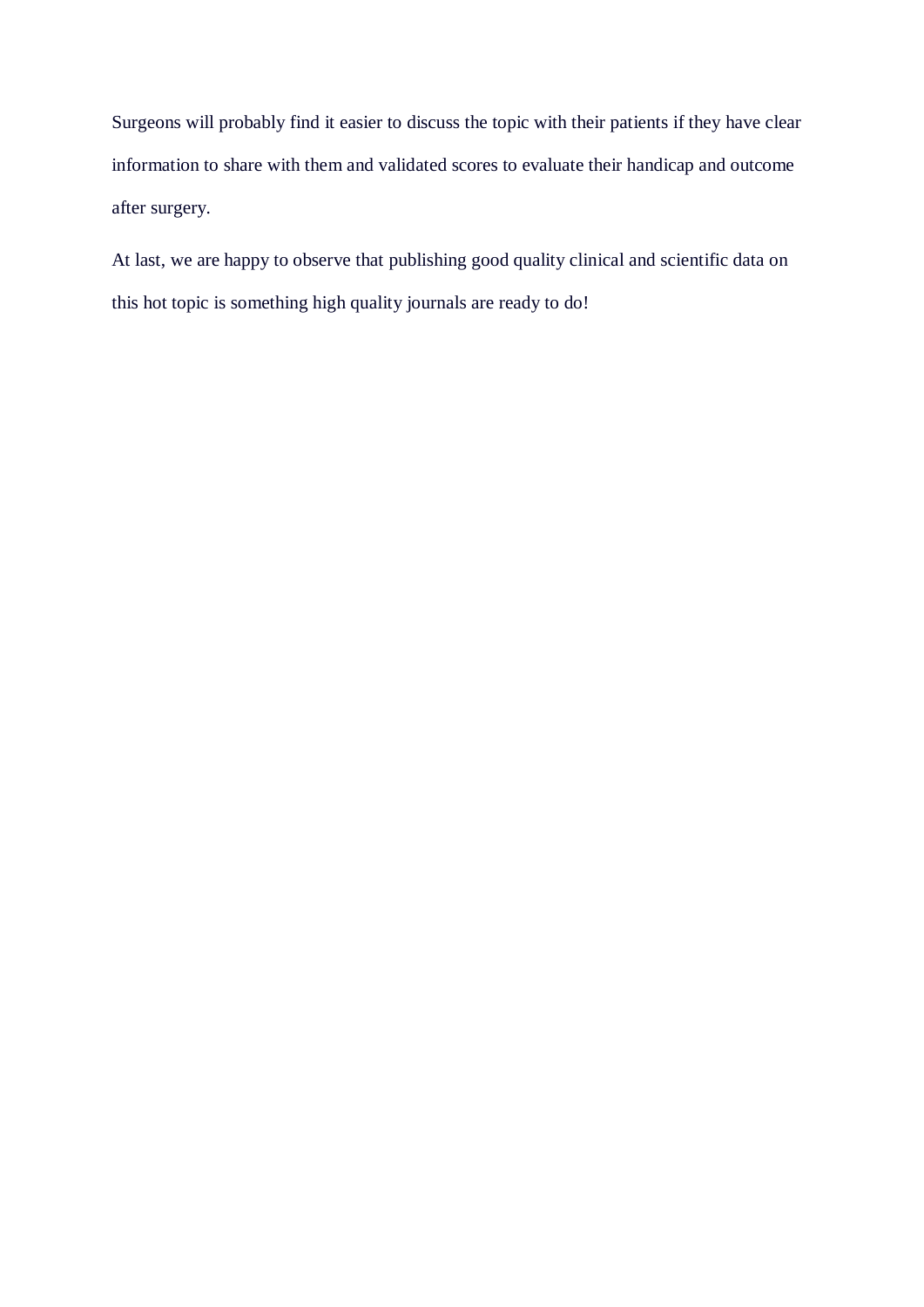Surgeons will probably find it easier to discuss the topic with their patients if they have clear information to share with them and validated scores to evaluate their handicap and outcome after surgery.

At last, we are happy to observe that publishing good quality clinical and scientific data on this hot topic is something high quality journals are ready to do!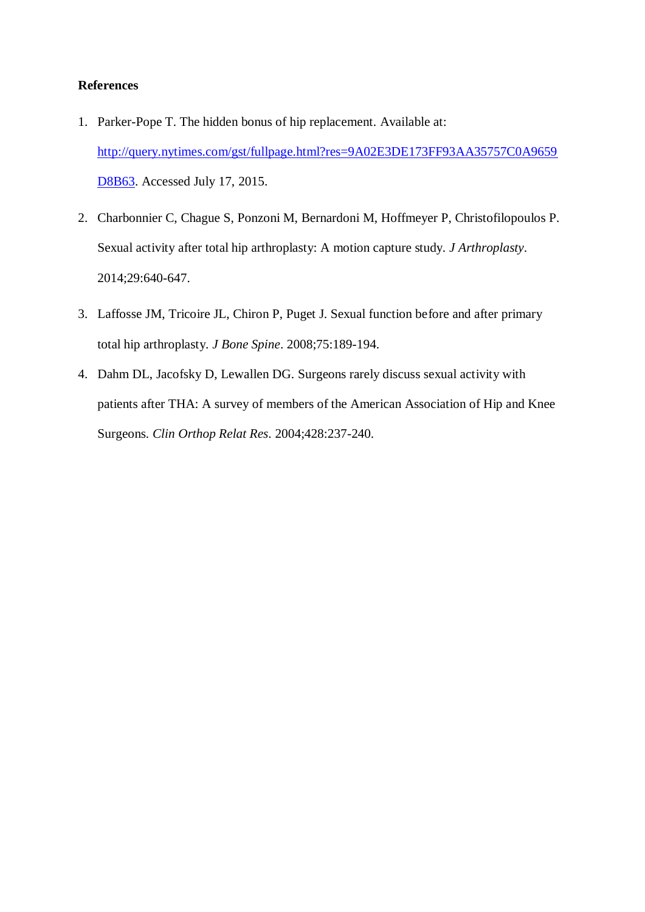**References**

1. Parker-Pope T. The hidden bonus of hip replacement. Available at: http://query.nytimes.com/gst/fullpage.html?res=9A02E3DE173FF93AA35757C0A9659D8B63. Accessed July 17, 2015.
2. Charbonnier C, Chague S, Ponzoni M, Bernardoni M, Hoffmeyer P, Christofilopoulos P. Sexual activity after total hip arthroplasty: A motion capture study. *J Arthroplasty*. 2014;29:640-647.
3. Laffosse JM, Tricoire JL, Chiron P, Puget J. Sexual function before and after primary total hip arthroplasty. *J Bone Spine*. 2008;75:189-194.
4. Dahm DL, Jacofsky D, Lewallen DG. Surgeons rarely discuss sexual activity with patients after THA: A survey of members of the American Association of Hip and Knee Surgeons. *Clin Orthop Relat Res*. 2004;428:237-240.